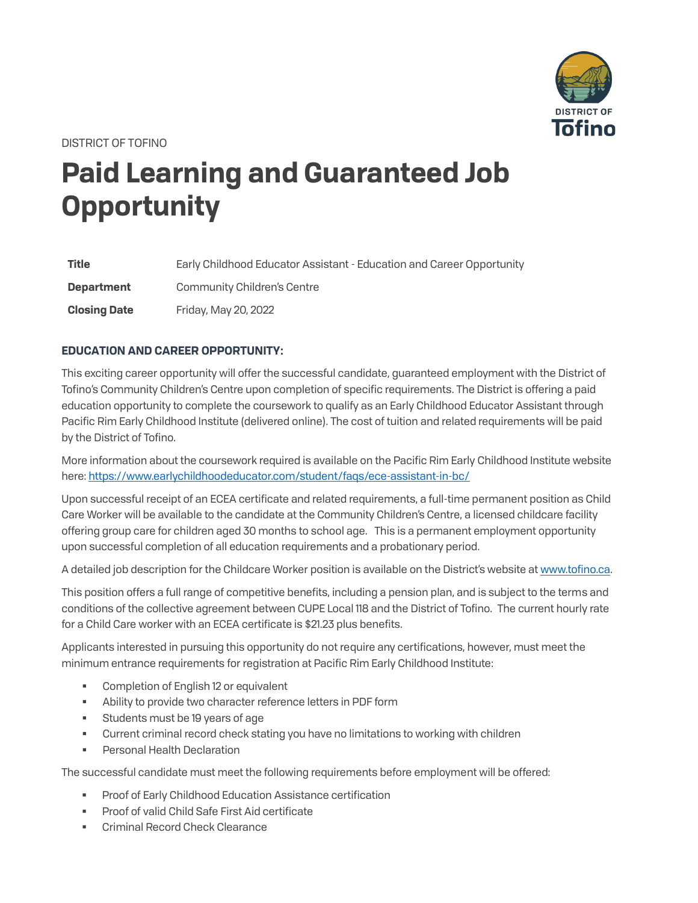DISTRICT OF TOFINO

# Paid Learning and Guaranteed Job Opportunity

| | |
|---|---|
| **Title** | Early Childhood Educator Assistant - Education and Career Opportunity |
| **Department** | Community Children's Centre |
| **Closing Date** | Friday, May 20, 2022 |

### EDUCATION AND CAREER OPPORTUNITY:

This exciting career opportunity will offer the successful candidate, guaranteed employment with the District of Tofino's Community Children's Centre upon completion of specific requirements. The District is offering a paid education opportunity to complete the coursework to qualify as an Early Childhood Educator Assistant through Pacific Rim Early Childhood Institute (delivered online). The cost of tuition and related requirements will be paid by the District of Tofino.

More information about the coursework required is available on the Pacific Rim Early Childhood Institute website here: [https://www.earlychildhoodeducator.com/student/faqs/ece-assistant-in-bc/](https://www.earlychildhoodeducator.com/student/faqs/ece-assistant-in-bc/)

Upon successful receipt of an ECEA certificate and related requirements, a full-time permanent position as Child Care Worker will be available to the candidate at the Community Children's Centre, a licensed childcare facility offering group care for children aged 30 months to school age. This is a permanent employment opportunity upon successful completion of all education requirements and a probationary period.

A detailed job description for the Childcare Worker position is available on the District's website at [www.tofino.ca](www.tofino.ca).

This position offers a full range of competitive benefits, including a pension plan, and is subject to the terms and conditions of the collective agreement between CUPE Local 118 and the District of Tofino. The current hourly rate for a Child Care worker with an ECEA certificate is $21.23 plus benefits.

Applicants interested in pursuing this opportunity do not require any certifications, however, must meet the minimum entrance requirements for registration at Pacific Rim Early Childhood Institute:

- Completion of English 12 or equivalent
- Ability to provide two character reference letters in PDF form
- Students must be 19 years of age
- Current criminal record check stating you have no limitations to working with children
- Personal Health Declaration

The successful candidate must meet the following requirements before employment will be offered:

- Proof of Early Childhood Education Assistance certification
- Proof of valid Child Safe First Aid certificate
- Criminal Record Check Clearance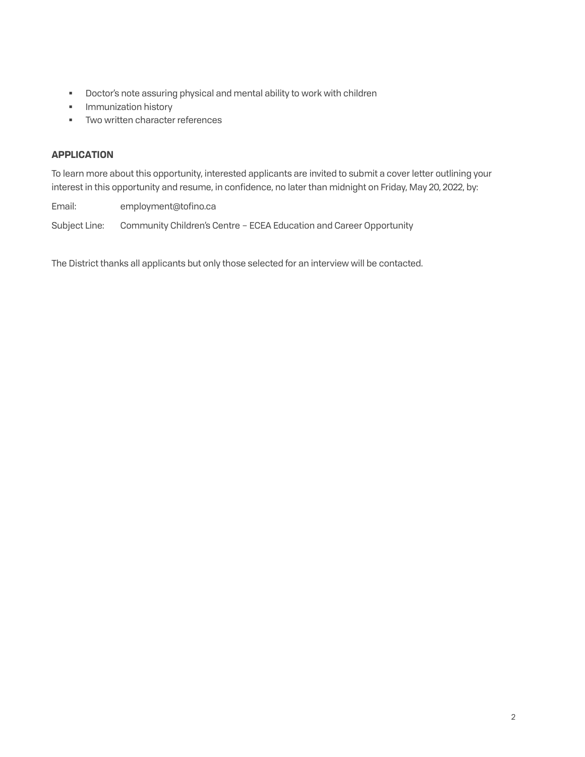- Doctor's note assuring physical and mental ability to work with children
- Immunization history
- Two written character references

**APPLICATION**

To learn more about this opportunity, interested applicants are invited to submit a cover letter outlining your interest in this opportunity and resume, in confidence, no later than midnight on Friday, May 20, 2022, by:

Email: employment@tofino.ca

Subject Line: Community Children's Centre – ECEA Education and Career Opportunity

The District thanks all applicants but only those selected for an interview will be contacted.